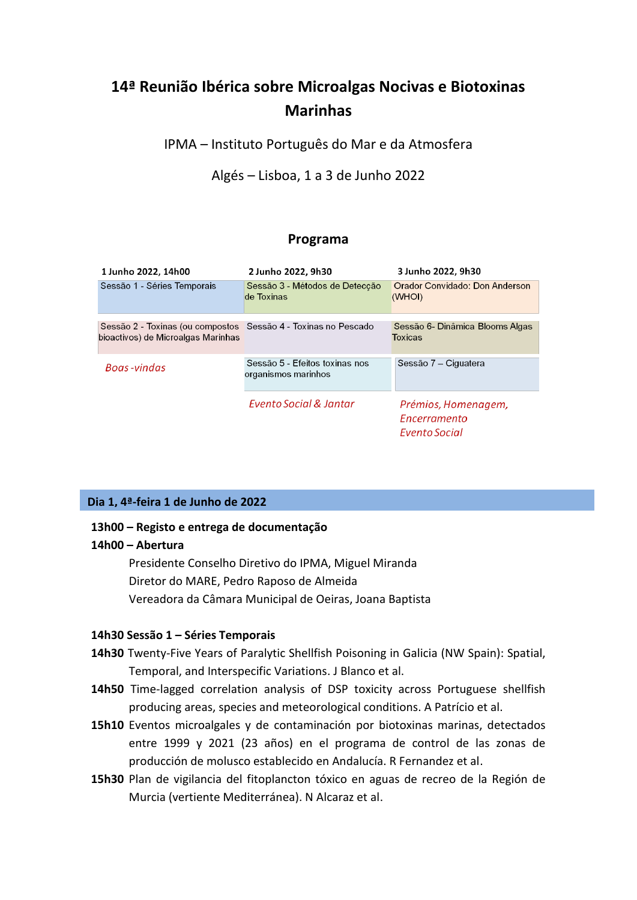# 14ª Reunião Ibérica sobre Microalgas Nocivas e Biotoxinas Marinhas

IPMA – Instituto Português do Mar e da Atmosfera

Algés – Lisboa, 1 a 3 de Junho 2022

## Programa

| 1 Junho 2022, 14h00 | 2 Junho 2022, 9h30 | 3 Junho 2022, 9h30 |
|---|---|---|
| Sessão 1 - Séries Temporais | Sessão 3 - Métodos de Detecção de Toxinas | Orador Convidado: Don Anderson (WHOI) |
| Sessão 2 - Toxinas (ou compostos bioactivos) de Microalgas Marinhas | Sessão 4 - Toxinas no Pescado | Sessão 6- Dinâmica Blooms Algas Toxicas |
| *Boas -vindas* | Sessão 5 - Efeitos toxinas nos organismos marinhos | Sessão 7 – Ciguatera |
| | *Evento Social & Jantar* | *Prémios, Homenagem, Encerramento Evento Social* |

## Dia 1, 4ª-feira 1 de Junho de 2022

**13h00 – Registo e entrega de documentação**

**14h00 – Abertura**

Presidente Conselho Diretivo do IPMA, Miguel Miranda
Diretor do MARE, Pedro Raposo de Almeida
Vereadora da Câmara Municipal de Oeiras, Joana Baptista

**14h30 Sessão 1 – Séries Temporais**

**14h30** Twenty-Five Years of Paralytic Shellfish Poisoning in Galicia (NW Spain): Spatial, Temporal, and Interspecific Variations. J Blanco et al.

**14h50** Time-lagged correlation analysis of DSP toxicity across Portuguese shellfish producing areas, species and meteorological conditions. A Patrício et al.

**15h10** Eventos microalgales y de contaminación por biotoxinas marinas, detectados entre 1999 y 2021 (23 años) en el programa de control de las zonas de producción de molusco establecido en Andalucía. R Fernandez et al.

**15h30** Plan de vigilancia del fitoplancton tóxico en aguas de recreo de la Región de Murcia (vertiente Mediterránea). N Alcaraz et al.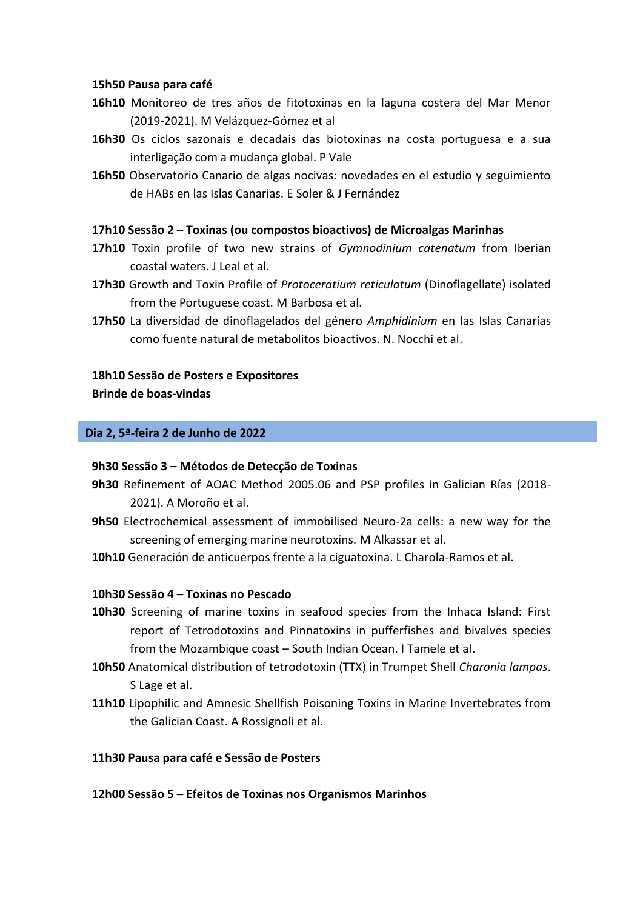**15h50 Pausa para café**

**16h10** Monitoreo de tres años de fitotoxinas en la laguna costera del Mar Menor (2019-2021). M Velázquez-Gómez et al

**16h30** Os ciclos sazonais e decadais das biotoxinas na costa portuguesa e a sua interligação com a mudança global. P Vale

**16h50** Observatorio Canario de algas nocivas: novedades en el estudio y seguimiento de HABs en las Islas Canarias. E Soler & J Fernández

**17h10 Sessão 2 – Toxinas (ou compostos bioactivos) de Microalgas Marinhas**

**17h10** Toxin profile of two new strains of *Gymnodinium catenatum* from Iberian coastal waters. J Leal et al.

**17h30** Growth and Toxin Profile of *Protoceratium reticulatum* (Dinoflagellate) isolated from the Portuguese coast. M Barbosa et al.

**17h50** La diversidad de dinoflagelados del género *Amphidinium* en las Islas Canarias como fuente natural de metabolitos bioactivos. N. Nocchi et al.

**18h10 Sessão de Posters e Expositores**

**Brinde de boas-vindas**

## Dia 2, 5ª-feira 2 de Junho de 2022

**9h30 Sessão 3 – Métodos de Detecção de Toxinas**

**9h30** Refinement of AOAC Method 2005.06 and PSP profiles in Galician Rías (2018-2021). A Moroño et al.

**9h50** Electrochemical assessment of immobilised Neuro-2a cells: a new way for the screening of emerging marine neurotoxins. M Alkassar et al.

**10h10** Generación de anticuerpos frente a la ciguatoxina. L Charola-Ramos et al.

**10h30 Sessão 4 – Toxinas no Pescado**

**10h30** Screening of marine toxins in seafood species from the Inhaca Island: First report of Tetrodotoxins and Pinnatoxins in pufferfishes and bivalves species from the Mozambique coast – South Indian Ocean. I Tamele et al.

**10h50** Anatomical distribution of tetrodotoxin (TTX) in Trumpet Shell *Charonia lampas*. S Lage et al.

**11h10** Lipophilic and Amnesic Shellfish Poisoning Toxins in Marine Invertebrates from the Galician Coast. A Rossignoli et al.

**11h30 Pausa para café e Sessão de Posters**

**12h00 Sessão 5 – Efeitos de Toxinas nos Organismos Marinhos**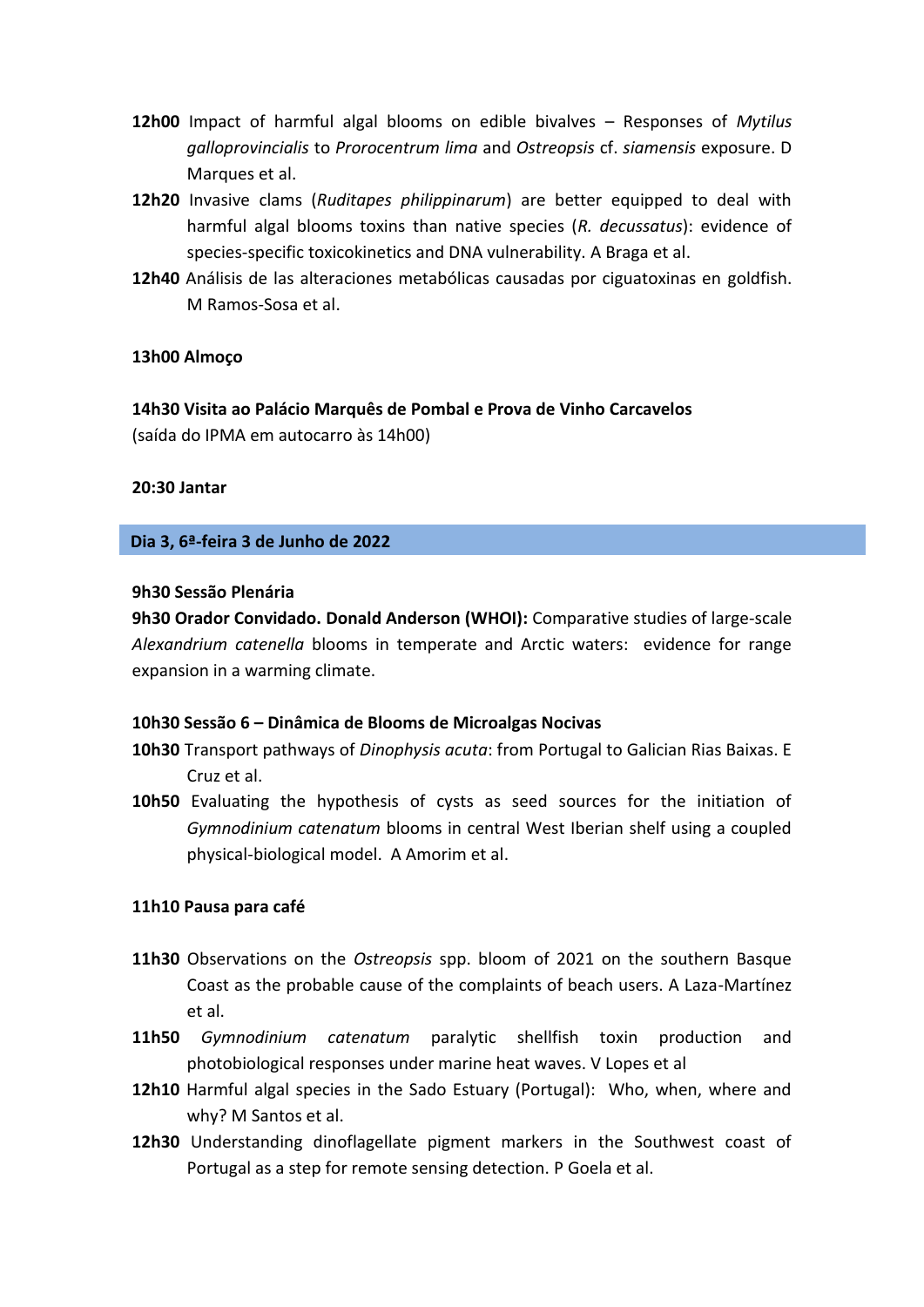**12h00** Impact of harmful algal blooms on edible bivalves – Responses of *Mytilus galloprovincialis* to *Prorocentrum lima* and *Ostreopsis* cf. *siamensis* exposure. D Marques et al.

**12h20** Invasive clams (*Ruditapes philippinarum*) are better equipped to deal with harmful algal blooms toxins than native species (*R. decussatus*): evidence of species-specific toxicokinetics and DNA vulnerability. A Braga et al.

**12h40** Análisis de las alteraciones metabólicas causadas por ciguatoxinas en goldfish. M Ramos-Sosa et al.

**13h00 Almoço**

**14h30 Visita ao Palácio Marquês de Pombal e Prova de Vinho Carcavelos**
(saída do IPMA em autocarro às 14h00)

**20:30 Jantar**

## Dia 3, 6ª-feira 3 de Junho de 2022

**9h30 Sessão Plenária**

**9h30 Orador Convidado. Donald Anderson (WHOI):** Comparative studies of large-scale *Alexandrium catenella* blooms in temperate and Arctic waters: evidence for range expansion in a warming climate.

**10h30 Sessão 6 – Dinâmica de Blooms de Microalgas Nocivas**

**10h30** Transport pathways of *Dinophysis acuta*: from Portugal to Galician Rias Baixas. E Cruz et al.

**10h50** Evaluating the hypothesis of cysts as seed sources for the initiation of *Gymnodinium catenatum* blooms in central West Iberian shelf using a coupled physical-biological model. A Amorim et al.

**11h10 Pausa para café**

**11h30** Observations on the *Ostreopsis* spp. bloom of 2021 on the southern Basque Coast as the probable cause of the complaints of beach users. A Laza-Martínez et al.

**11h50** *Gymnodinium catenatum* paralytic shellfish toxin production and photobiological responses under marine heat waves. V Lopes et al

**12h10** Harmful algal species in the Sado Estuary (Portugal): Who, when, where and why? M Santos et al.

**12h30** Understanding dinoflagellate pigment markers in the Southwest coast of Portugal as a step for remote sensing detection. P Goela et al.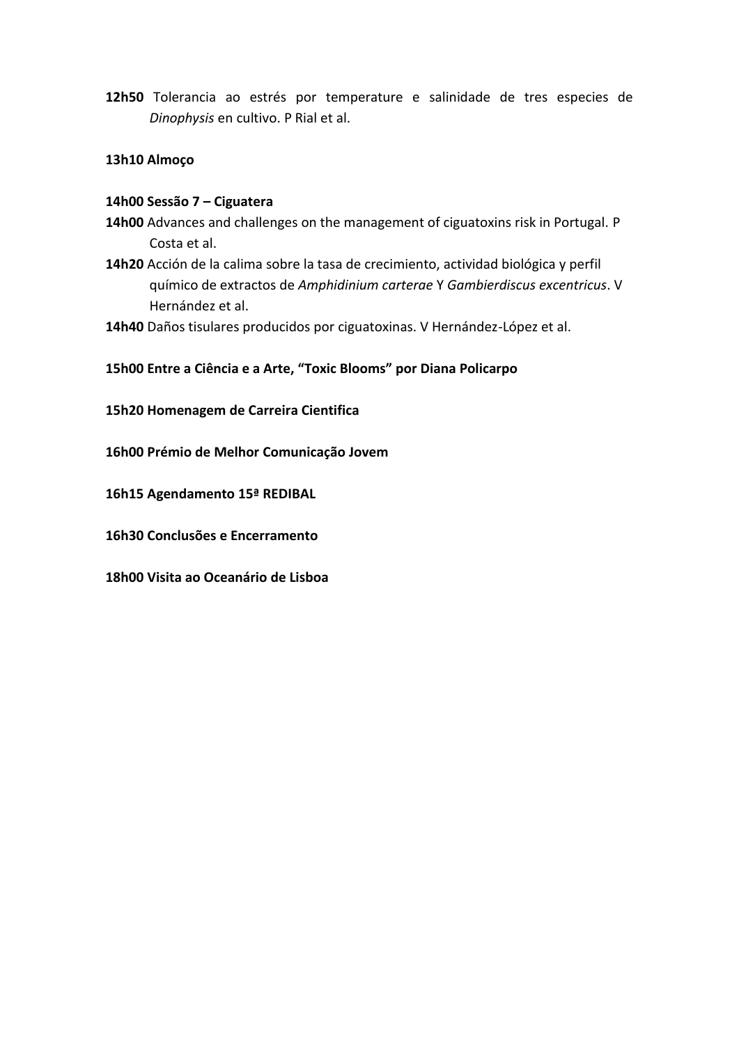**12h50** Tolerancia ao estrés por temperature e salinidade de tres especies de *Dinophysis* en cultivo. P Rial et al.

**13h10 Almoço**

**14h00 Sessão 7 – Ciguatera**

**14h00** Advances and challenges on the management of ciguatoxins risk in Portugal. P Costa et al.

**14h20** Acción de la calima sobre la tasa de crecimiento, actividad biológica y perfil químico de extractos de *Amphidinium carterae* Y *Gambierdiscus excentricus*. V Hernández et al.

**14h40** Daños tisulares producidos por ciguatoxinas. V Hernández-López et al.

**15h00 Entre a Ciência e a Arte, "Toxic Blooms" por Diana Policarpo**

**15h20 Homenagem de Carreira Cientifica**

**16h00 Prémio de Melhor Comunicação Jovem**

**16h15 Agendamento 15ª REDIBAL**

**16h30 Conclusões e Encerramento**

**18h00 Visita ao Oceanário de Lisboa**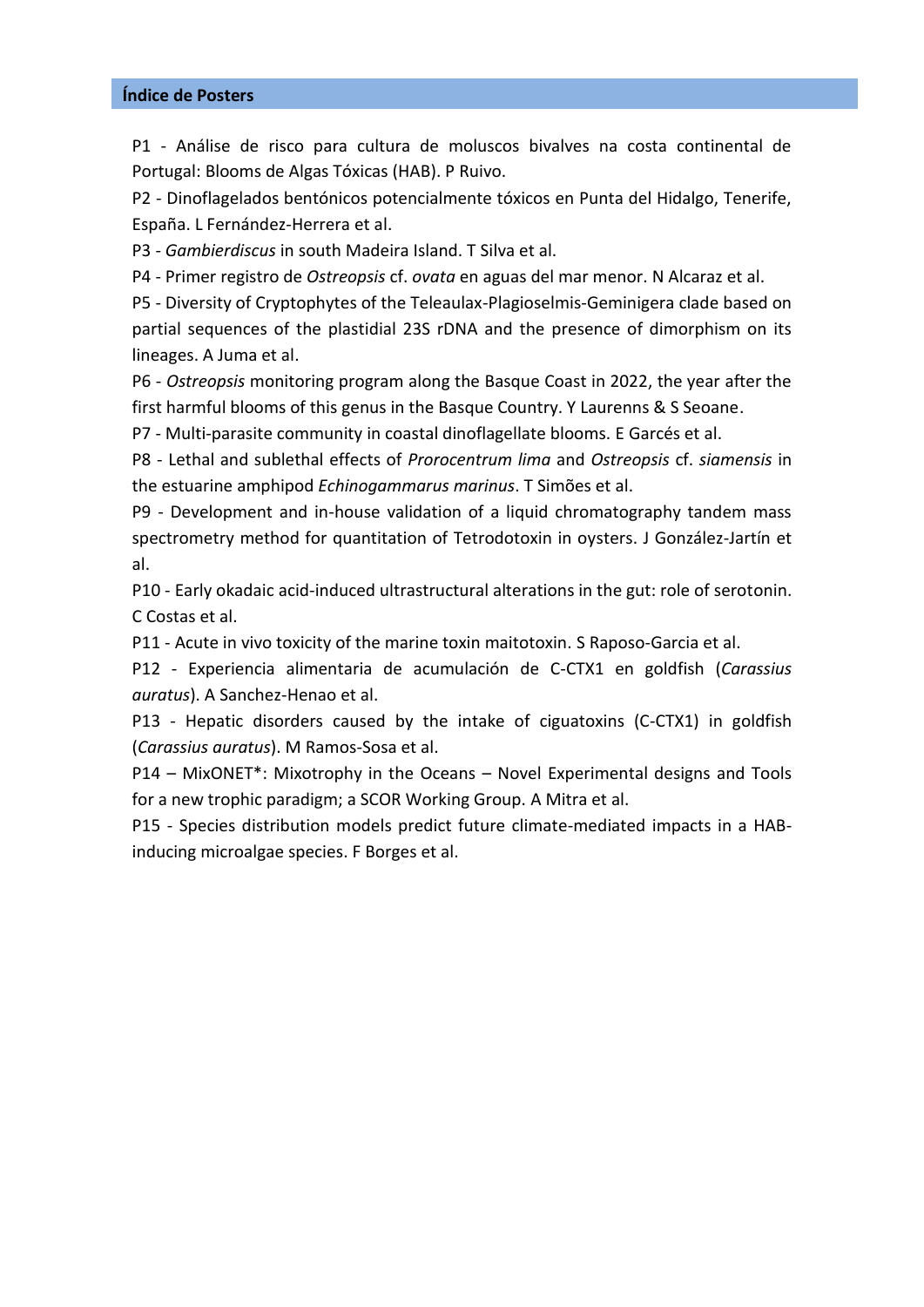## Índice de Posters

P1 - Análise de risco para cultura de moluscos bivalves na costa continental de Portugal: Blooms de Algas Tóxicas (HAB). P Ruivo.

P2 - Dinoflagelados bentónicos potencialmente tóxicos en Punta del Hidalgo, Tenerife, España. L Fernández-Herrera et al.

P3 - *Gambierdiscus* in south Madeira Island. T Silva et al.

P4 - Primer registro de *Ostreopsis* cf. *ovata* en aguas del mar menor. N Alcaraz et al.

P5 - Diversity of Cryptophytes of the Teleaulax-Plagioselmis-Geminigera clade based on partial sequences of the plastidial 23S rDNA and the presence of dimorphism on its lineages. A Juma et al.

P6 - *Ostreopsis* monitoring program along the Basque Coast in 2022, the year after the first harmful blooms of this genus in the Basque Country. Y Laurenns & S Seoane.

P7 - Multi-parasite community in coastal dinoflagellate blooms. E Garcés et al.

P8 - Lethal and sublethal effects of *Prorocentrum lima* and *Ostreopsis* cf. *siamensis* in the estuarine amphipod *Echinogammarus marinus*. T Simões et al.

P9 - Development and in-house validation of a liquid chromatography tandem mass spectrometry method for quantitation of Tetrodotoxin in oysters. J González-Jartín et al.

P10 - Early okadaic acid-induced ultrastructural alterations in the gut: role of serotonin. C Costas et al.

P11 - Acute in vivo toxicity of the marine toxin maitotoxin. S Raposo-Garcia et al.

P12 - Experiencia alimentaria de acumulación de C-CTX1 en goldfish (*Carassius auratus*). A Sanchez-Henao et al.

P13 - Hepatic disorders caused by the intake of ciguatoxins (C-CTX1) in goldfish (*Carassius auratus*). M Ramos-Sosa et al.

P14 – MixONET*: Mixotrophy in the Oceans – Novel Experimental designs and Tools for a new trophic paradigm; a SCOR Working Group. A Mitra et al.

P15 - Species distribution models predict future climate-mediated impacts in a HAB-inducing microalgae species. F Borges et al.